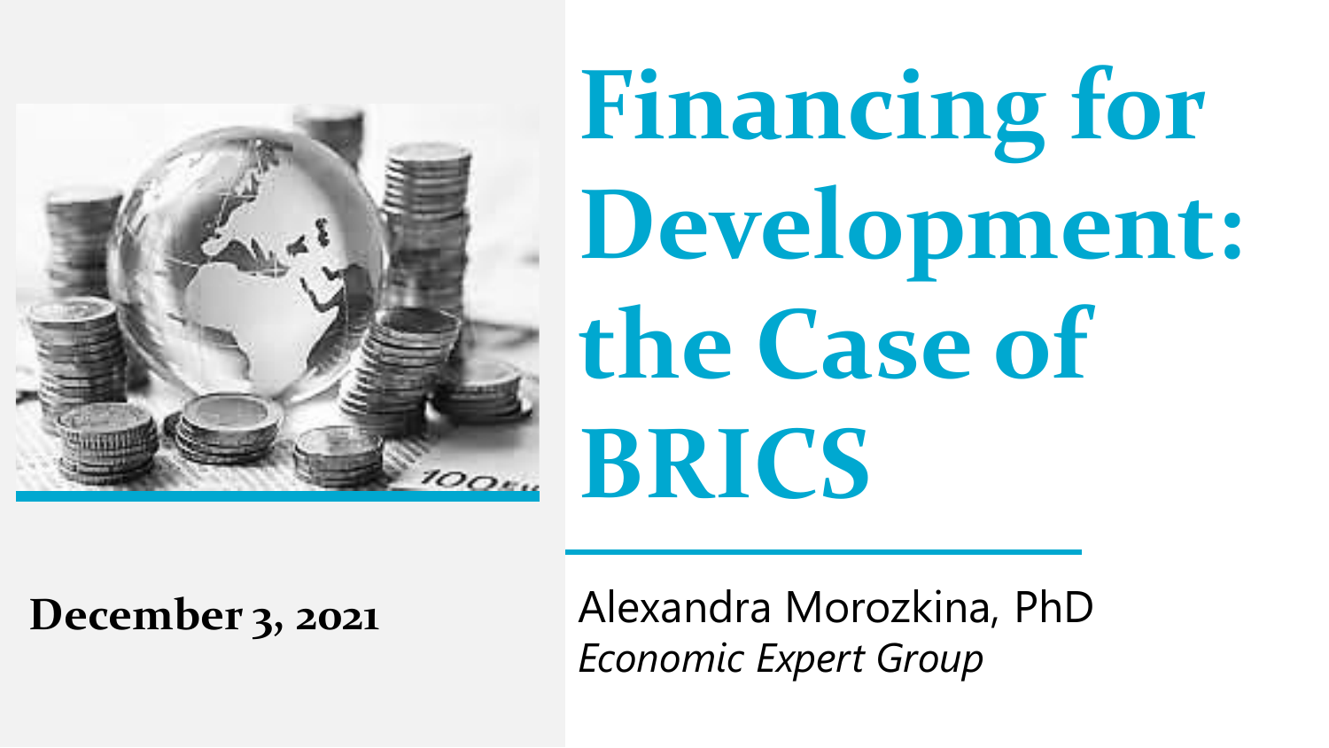# Financing for Development: the Case of BRICS

**December 3, 2021**

Alexandra Morozkina, PhD

*Economic Expert Group*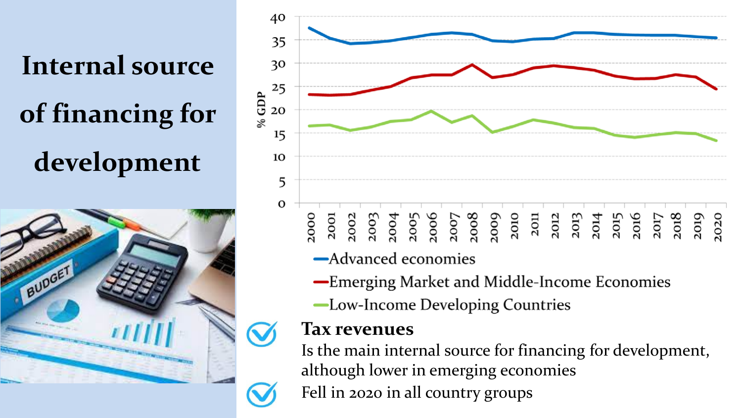# Internal source of financing for development

**Tax revenues**

- Is the main internal source for financing for development, although lower in emerging economies
- Fell in 2020 in all country groups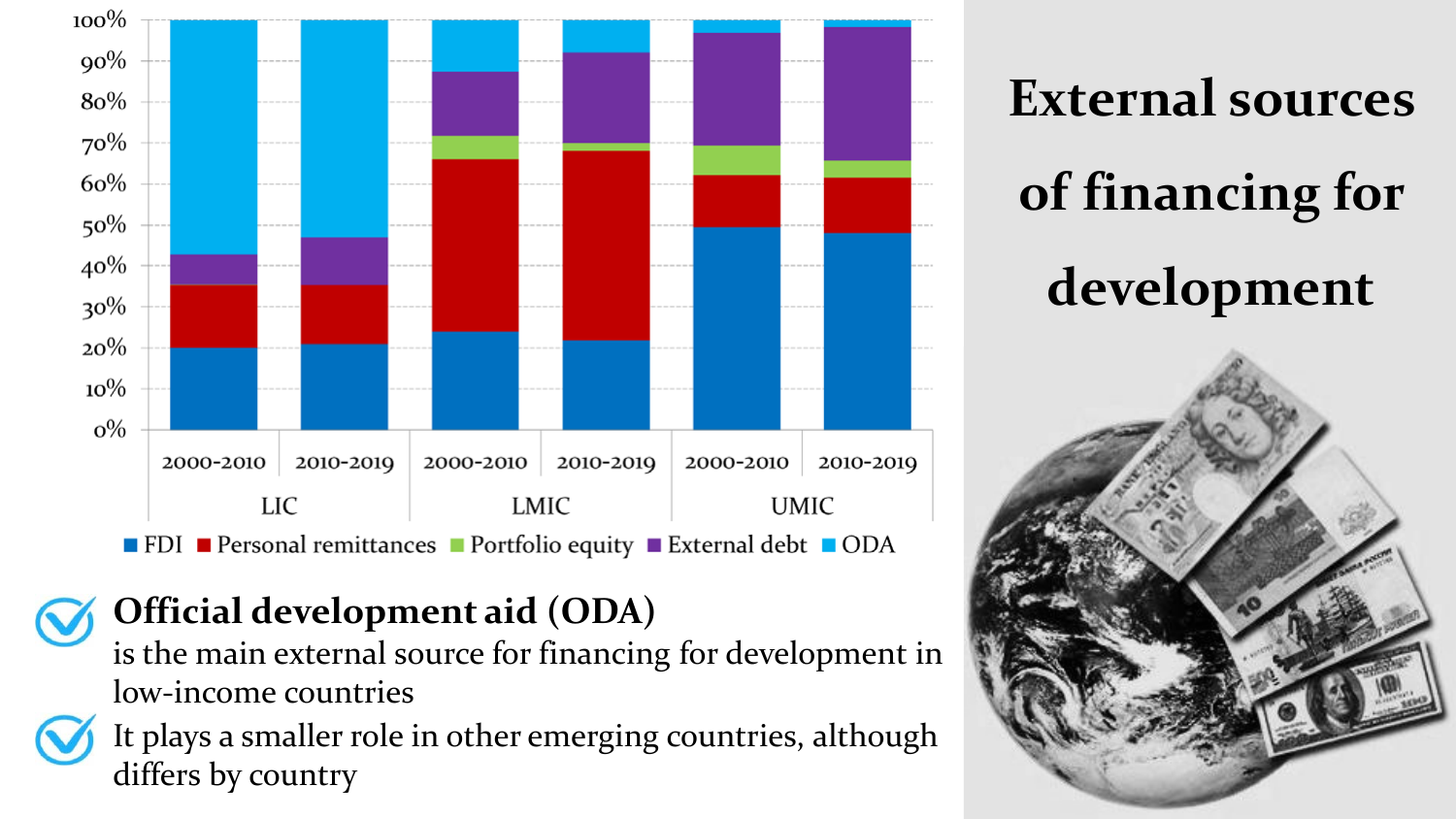# External sources of financing for development

- **Official development aid (ODA)** is the main external source for financing for development in low-income countries
- It plays a smaller role in other emerging countries, although differs by country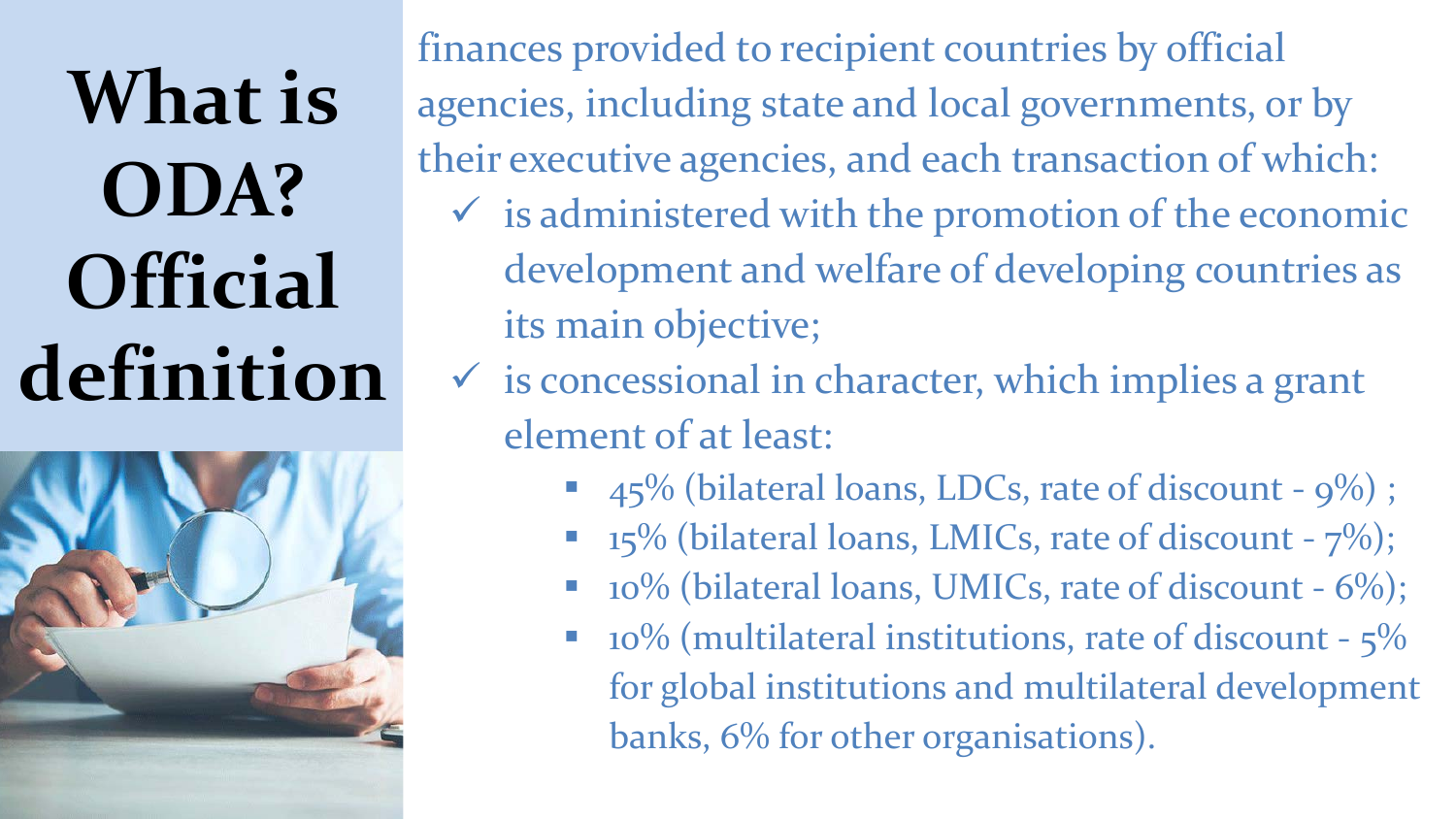# What is ODA? Official definition

finances provided to recipient countries by official agencies, including state and local governments, or by their executive agencies, and each transaction of which:

- ✓ is administered with the promotion of the economic development and welfare of developing countries as its main objective;
- ✓ is concessional in character, which implies a grant element of at least:
  - 45% (bilateral loans, LDCs, rate of discount - 9%) ;
  - 15% (bilateral loans, LMICs, rate of discount - 7%);
  - 10% (bilateral loans, UMICs, rate of discount - 6%);
  - 10% (multilateral institutions, rate of discount - 5% for global institutions and multilateral development banks, 6% for other organisations).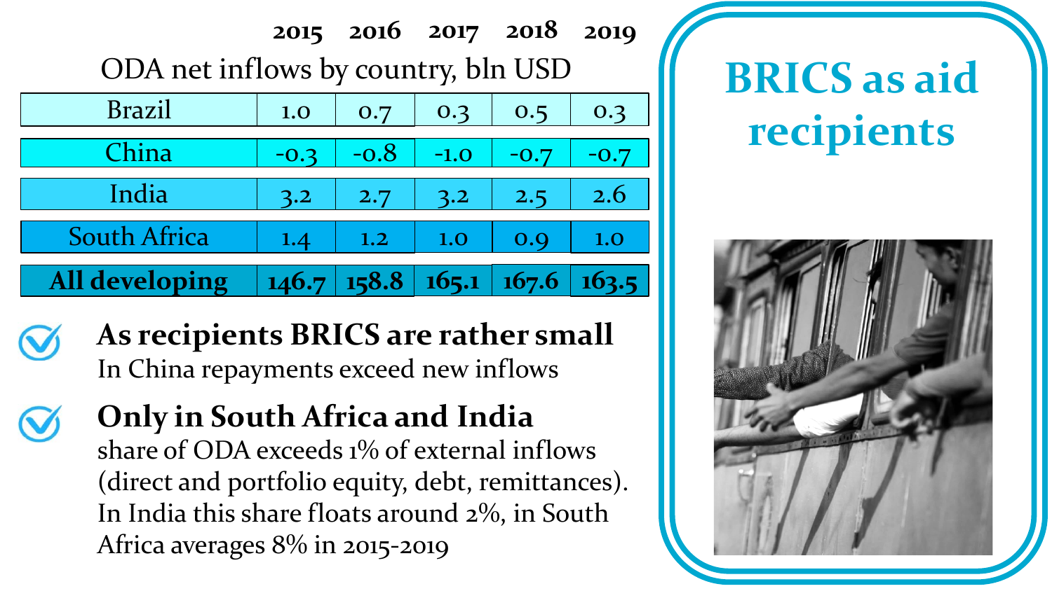## BRICS as aid recipients

ODA net inflows by country, bln USD

| | 2015 | 2016 | 2017 | 2018 | 2019 |
|---|---|---|---|---|---|
| Brazil | 1.0 | 0.7 | 0.3 | 0.5 | 0.3 |
| China | -0.3 | -0.8 | -1.0 | -0.7 | -0.7 |
| India | 3.2 | 2.7 | 3.2 | 2.5 | 2.6 |
| South Africa | 1.4 | 1.2 | 1.0 | 0.9 | 1.0 |
| **All developing** | **146.7** | **158.8** | **165.1** | **167.6** | **163.5** |

- **As recipients BRICS are rather small**
  In China repayments exceed new inflows
- **Only in South Africa and India**
  share of ODA exceeds 1% of external inflows (direct and portfolio equity, debt, remittances). In India this share floats around 2%, in South Africa averages 8% in 2015-2019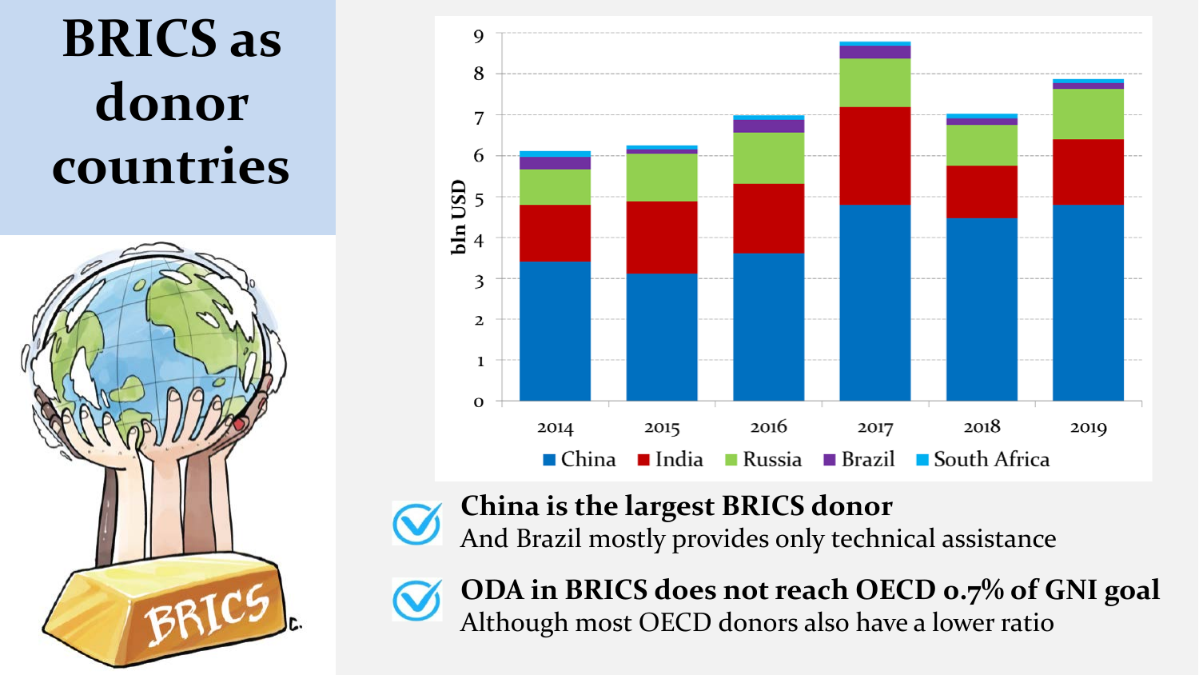# BRICS as donor countries

**China is the largest BRICS donor**
And Brazil mostly provides only technical assistance

**ODA in BRICS does not reach OECD 0.7% of GNI goal**
Although most OECD donors also have a lower ratio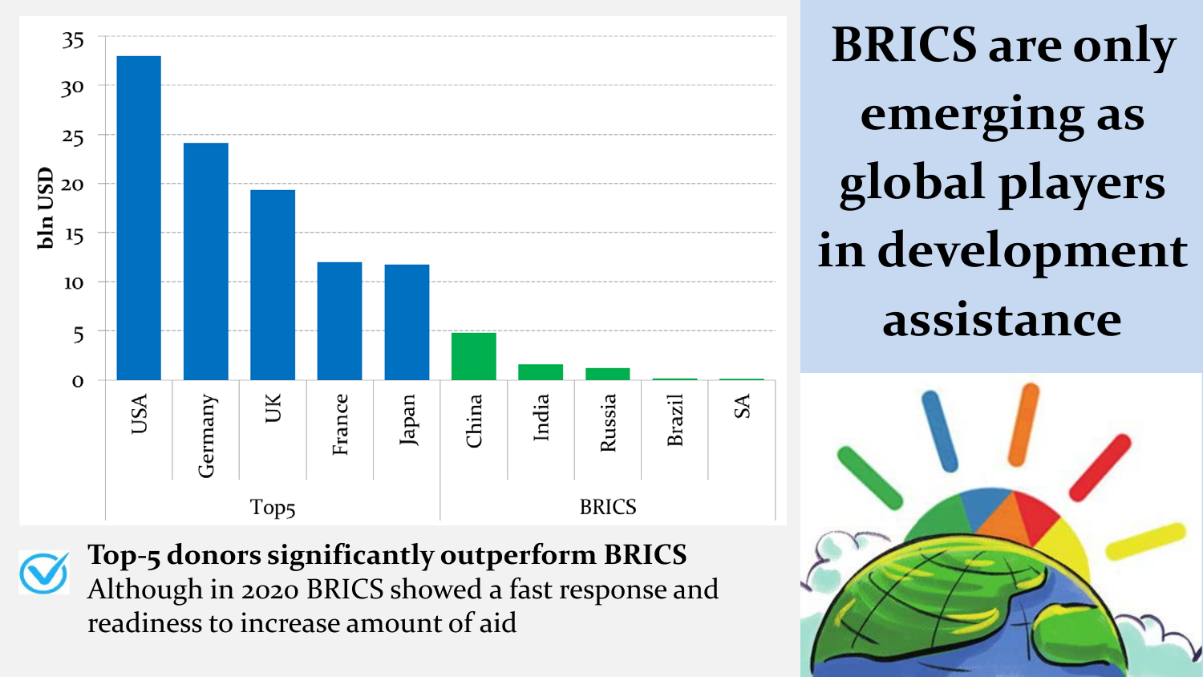# BRICS are only emerging as global players in development assistance

**Top-5 donors significantly outperform BRICS**
Although in 2020 BRICS showed a fast response and readiness to increase amount of aid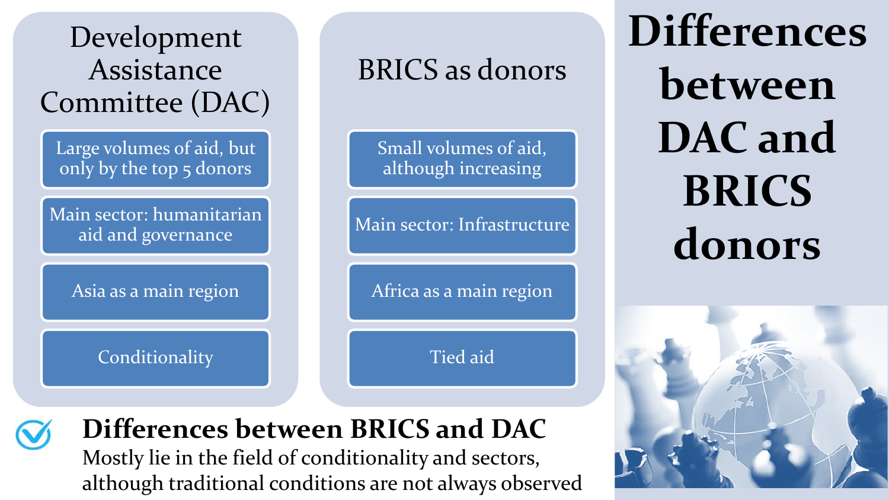# Differences between DAC and BRICS donors

| Development Assistance Committee (DAC) | BRICS as donors |
| --- | --- |
| Large volumes of aid, but only by the top 5 donors | Small volumes of aid, although increasing |
| Main sector: humanitarian aid and governance | Main sector: Infrastructure |
| Asia as a main region | Africa as a main region |
| Conditionality | Tied aid |

**Differences between BRICS and DAC**

Mostly lie in the field of conditionality and sectors, although traditional conditions are not always observed